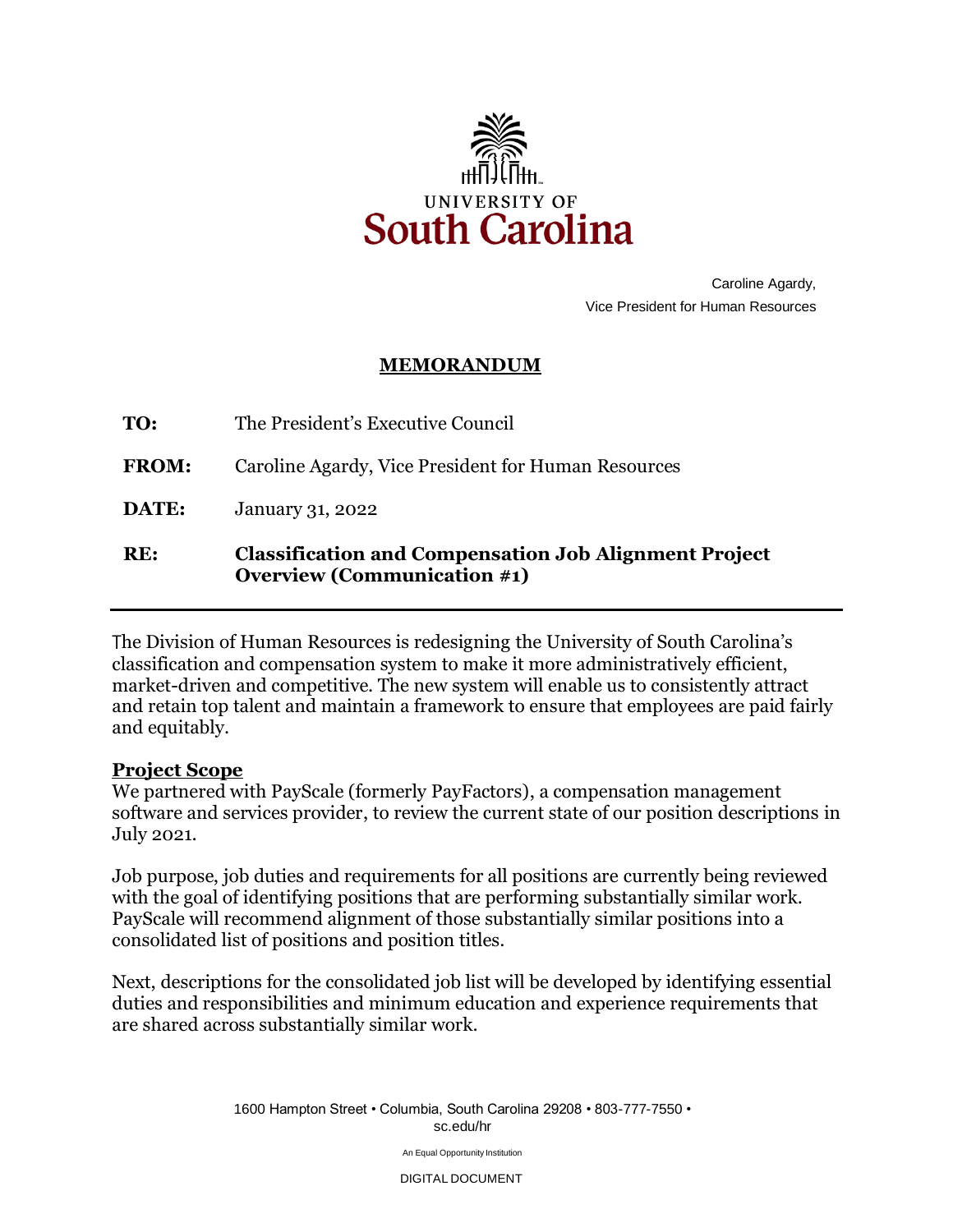UNIVERSITY OF
**South Carolina**

Caroline Agardy,
Vice President for Human Resources

## MEMORANDUM

| | |
|---|---|
| **TO:** | The President's Executive Council |
| **FROM:** | Caroline Agardy, Vice President for Human Resources |
| **DATE:** | January 31, 2022 |
| **RE:** | **Classification and Compensation Job Alignment Project Overview (Communication #1)** |

---

The Division of Human Resources is redesigning the University of South Carolina's classification and compensation system to make it more administratively efficient, market-driven and competitive. The new system will enable us to consistently attract and retain top talent and maintain a framework to ensure that employees are paid fairly and equitably.

### Project Scope

We partnered with PayScale (formerly PayFactors), a compensation management software and services provider, to review the current state of our position descriptions in July 2021.

Job purpose, job duties and requirements for all positions are currently being reviewed with the goal of identifying positions that are performing substantially similar work. PayScale will recommend alignment of those substantially similar positions into a consolidated list of positions and position titles.

Next, descriptions for the consolidated job list will be developed by identifying essential duties and responsibilities and minimum education and experience requirements that are shared across substantially similar work.

1600 Hampton Street • Columbia, South Carolina 29208 • 803-777-7550 • sc.edu/hr

An Equal Opportunity Institution

DIGITAL DOCUMENT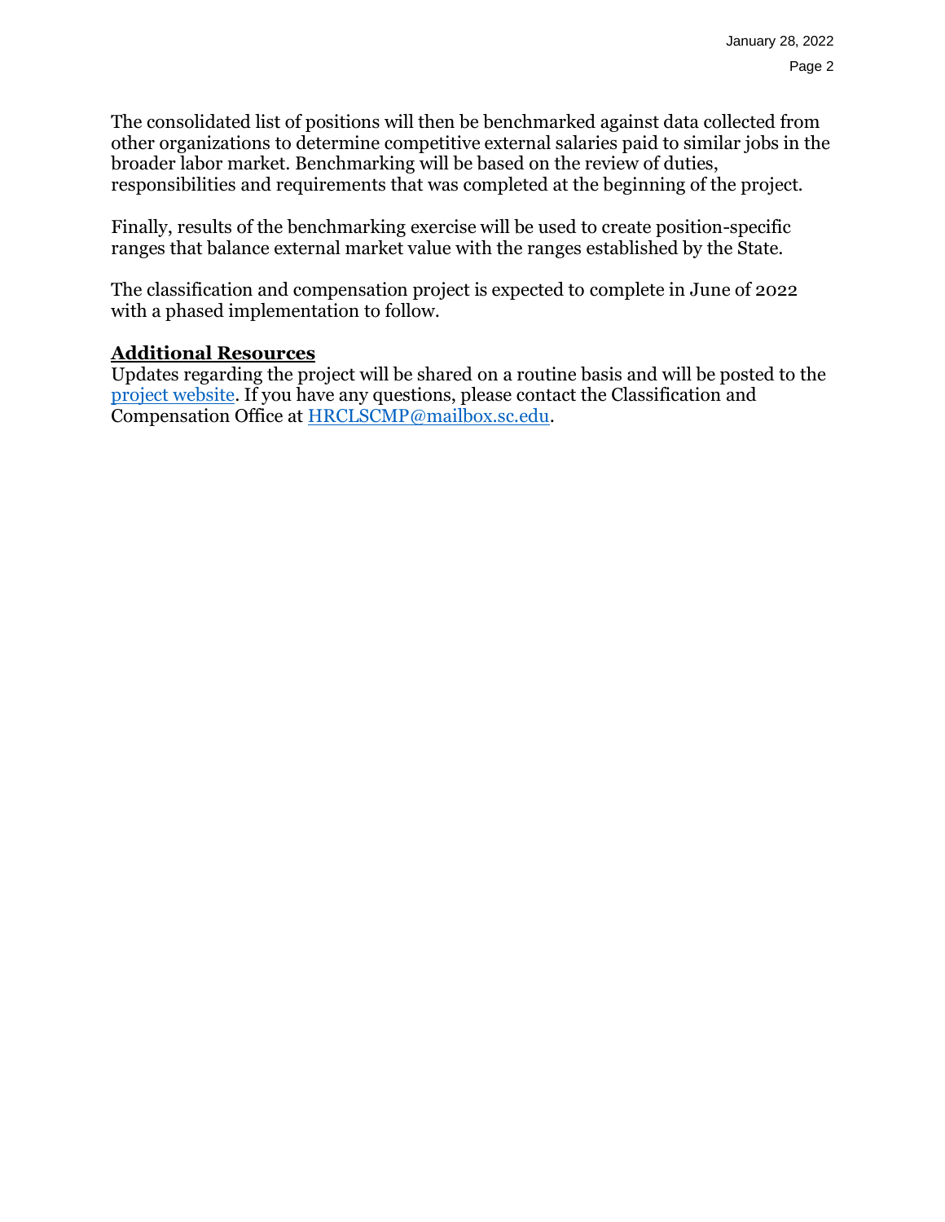The consolidated list of positions will then be benchmarked against data collected from other organizations to determine competitive external salaries paid to similar jobs in the broader labor market. Benchmarking will be based on the review of duties, responsibilities and requirements that was completed at the beginning of the project.

Finally, results of the benchmarking exercise will be used to create position-specific ranges that balance external market value with the ranges established by the State.

The classification and compensation project is expected to complete in June of 2022 with a phased implementation to follow.

**Additional Resources**

Updates regarding the project will be shared on a routine basis and will be posted to the project website. If you have any questions, please contact the Classification and Compensation Office at HRCLSCMP@mailbox.sc.edu.